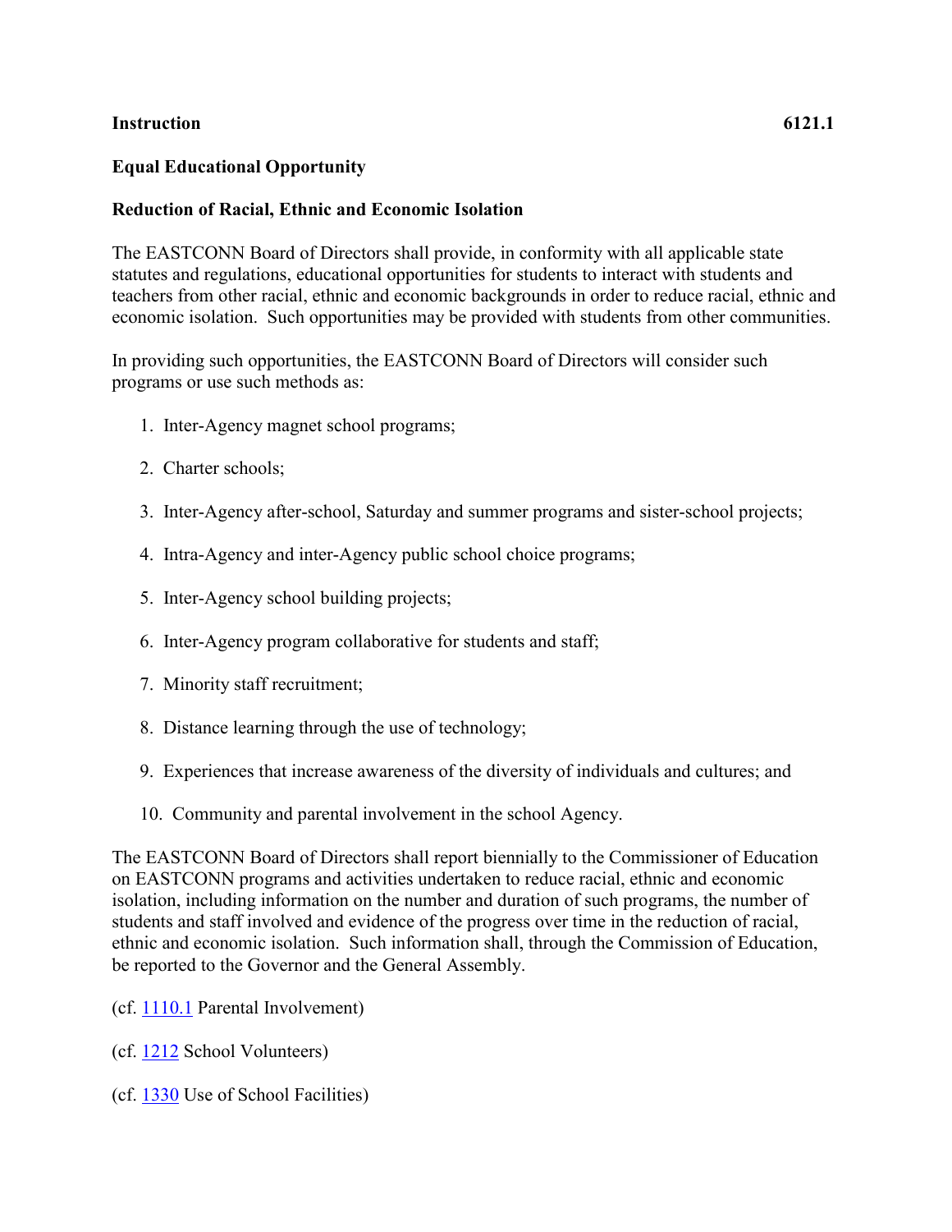**Instruction** **6121.1**

**Equal Educational Opportunity**

**Reduction of Racial, Ethnic and Economic Isolation**

The EASTCONN Board of Directors shall provide, in conformity with all applicable state statutes and regulations, educational opportunities for students to interact with students and teachers from other racial, ethnic and economic backgrounds in order to reduce racial, ethnic and economic isolation. Such opportunities may be provided with students from other communities.

In providing such opportunities, the EASTCONN Board of Directors will consider such programs or use such methods as:

1. Inter-Agency magnet school programs;
2. Charter schools;
3. Inter-Agency after-school, Saturday and summer programs and sister-school projects;
4. Intra-Agency and inter-Agency public school choice programs;
5. Inter-Agency school building projects;
6. Inter-Agency program collaborative for students and staff;
7. Minority staff recruitment;
8. Distance learning through the use of technology;
9. Experiences that increase awareness of the diversity of individuals and cultures; and
10. Community and parental involvement in the school Agency.

The EASTCONN Board of Directors shall report biennially to the Commissioner of Education on EASTCONN programs and activities undertaken to reduce racial, ethnic and economic isolation, including information on the number and duration of such programs, the number of students and staff involved and evidence of the progress over time in the reduction of racial, ethnic and economic isolation. Such information shall, through the Commission of Education, be reported to the Governor and the General Assembly.

(cf. 1110.1 Parental Involvement)

(cf. 1212 School Volunteers)

(cf. 1330 Use of School Facilities)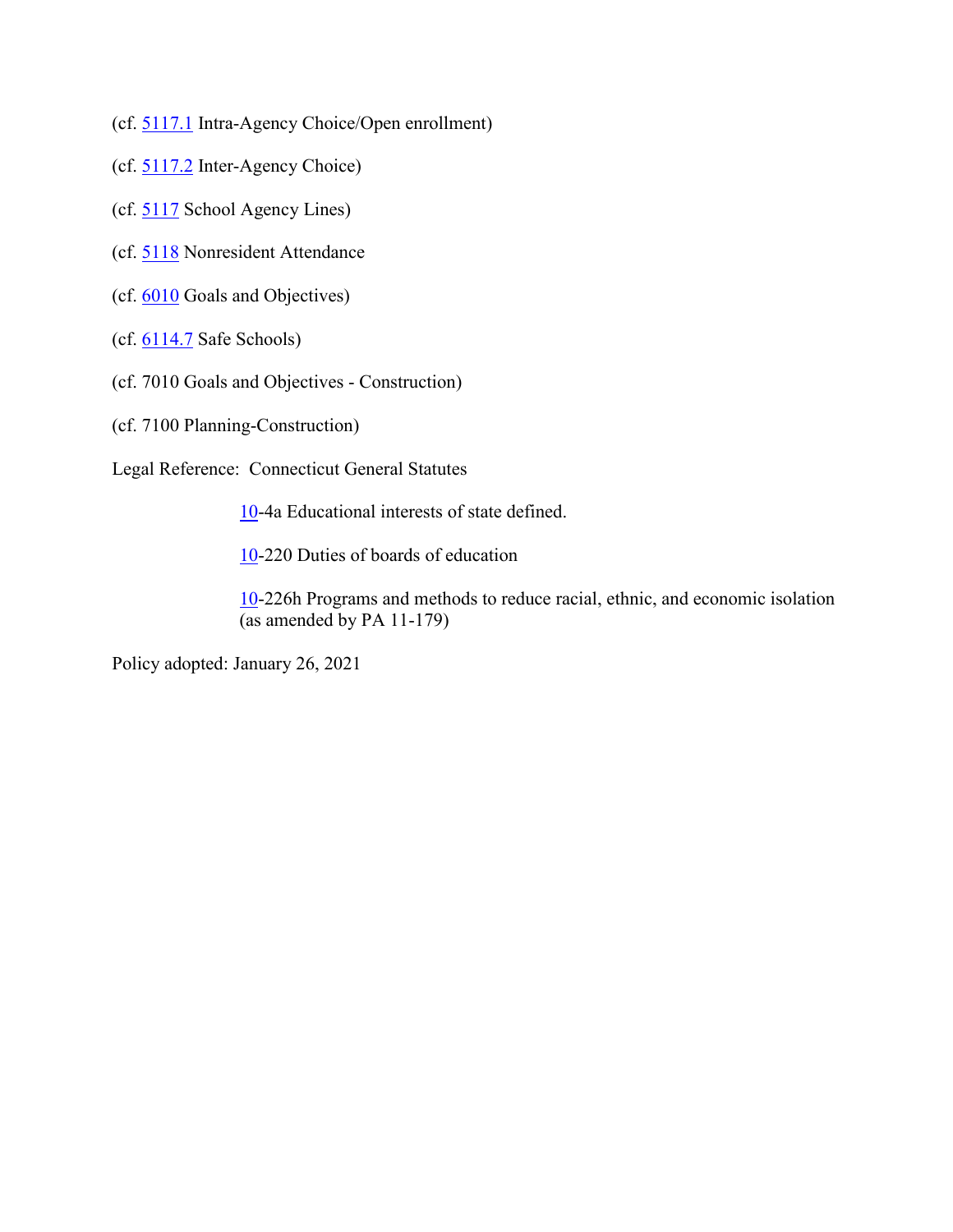(cf. 5117.1 Intra-Agency Choice/Open enrollment)

(cf. 5117.2 Inter-Agency Choice)

(cf. 5117 School Agency Lines)

(cf. 5118 Nonresident Attendance

(cf. 6010 Goals and Objectives)

(cf. 6114.7 Safe Schools)

(cf. 7010 Goals and Objectives - Construction)

(cf. 7100 Planning-Construction)

Legal Reference: Connecticut General Statutes

10-4a Educational interests of state defined.

10-220 Duties of boards of education

10-226h Programs and methods to reduce racial, ethnic, and economic isolation (as amended by PA 11-179)

Policy adopted: January 26, 2021